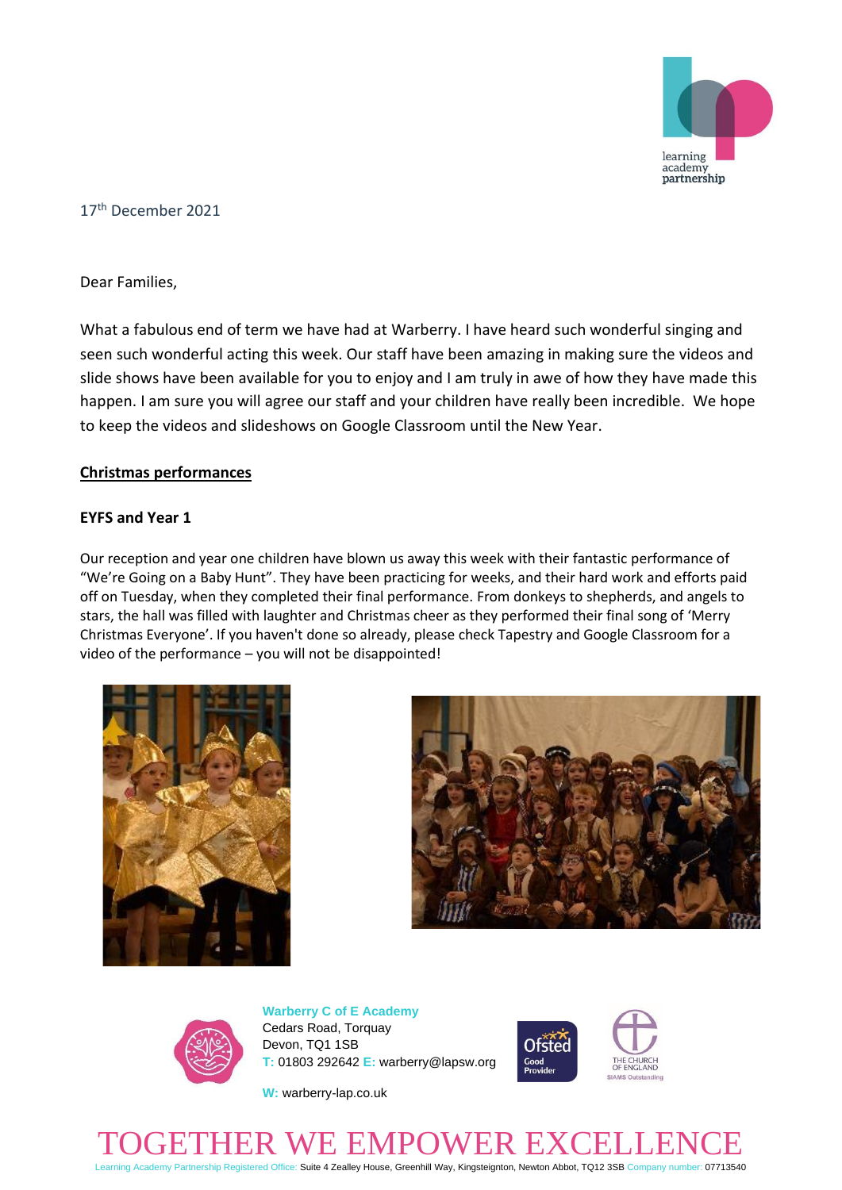17th December 2021

Dear Families,

What a fabulous end of term we have had at Warberry. I have heard such wonderful singing and seen such wonderful acting this week. Our staff have been amazing in making sure the videos and slide shows have been available for you to enjoy and I am truly in awe of how they have made this happen. I am sure you will agree our staff and your children have really been incredible. We hope to keep the videos and slideshows on Google Classroom until the New Year.

## Christmas performances

### EYFS and Year 1

Our reception and year one children have blown us away this week with their fantastic performance of "We're Going on a Baby Hunt". They have been practicing for weeks, and their hard work and efforts paid off on Tuesday, when they completed their final performance. From donkeys to shepherds, and angels to stars, the hall was filled with laughter and Christmas cheer as they performed their final song of 'Merry Christmas Everyone'. If you haven't done so already, please check Tapestry and Google Classroom for a video of the performance – you will not be disappointed!

**Warberry C of E Academy**
Cedars Road, Torquay
Devon, TQ1 1SB
T: 01803 292642 E: warberry@lapsw.org

W: warberry-lap.co.uk

TOGETHER WE EMPOWER EXCELLENCE

Learning Academy Partnership Registered Office: Suite 4 Zealley House, Greenhill Way, Kingsteignton, Newton Abbot, TQ12 3SB Company number: 07713540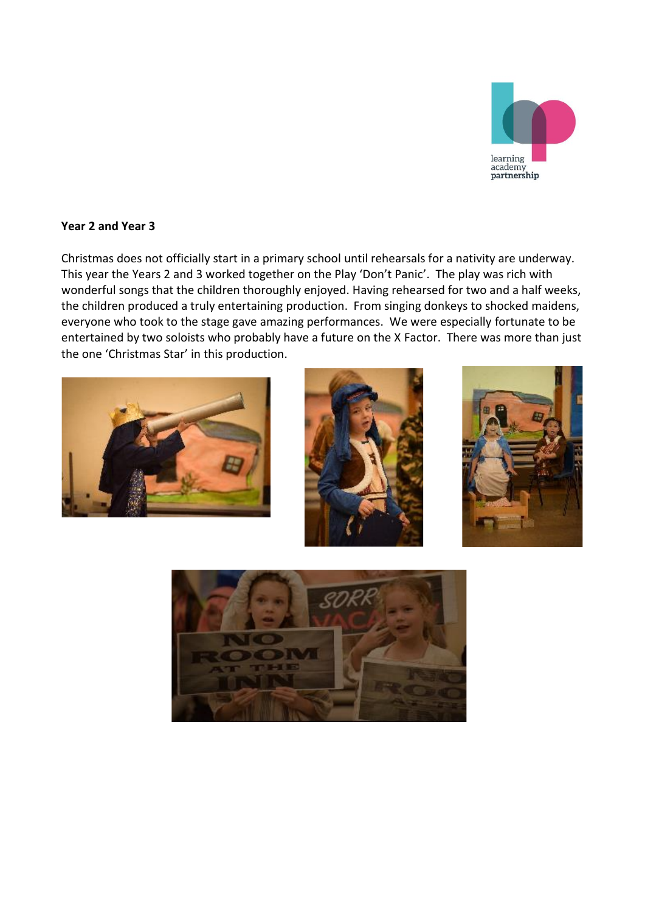**Year 2 and Year 3**

Christmas does not officially start in a primary school until rehearsals for a nativity are underway. This year the Years 2 and 3 worked together on the Play 'Don't Panic'. The play was rich with wonderful songs that the children thoroughly enjoyed. Having rehearsed for two and a half weeks, the children produced a truly entertaining production. From singing donkeys to shocked maidens, everyone who took to the stage gave amazing performances. We were especially fortunate to be entertained by two soloists who probably have a future on the X Factor. There was more than just the one 'Christmas Star' in this production.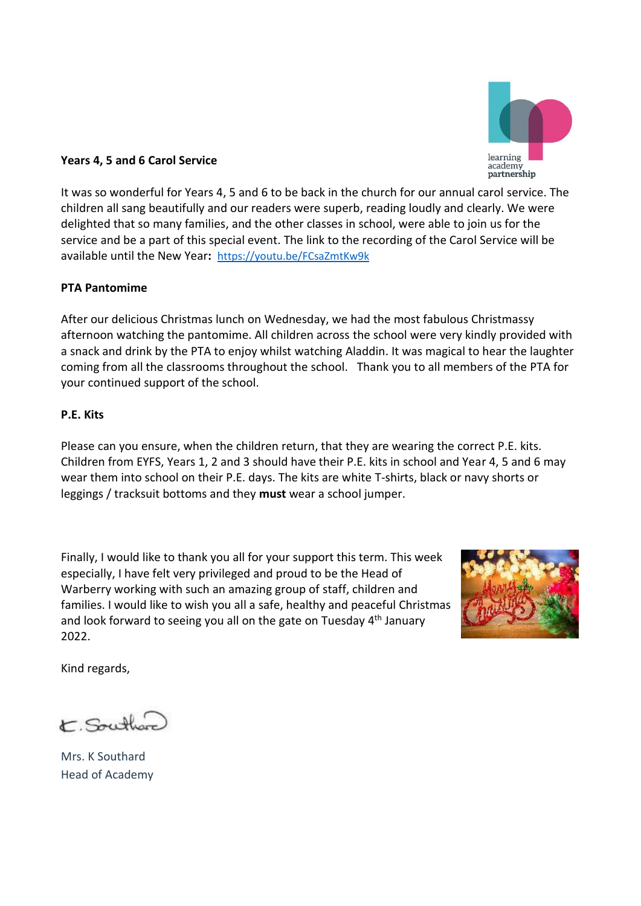**Years 4, 5 and 6 Carol Service**

It was so wonderful for Years 4, 5 and 6 to be back in the church for our annual carol service. The children all sang beautifully and our readers were superb, reading loudly and clearly. We were delighted that so many families, and the other classes in school, were able to join us for the service and be a part of this special event. The link to the recording of the Carol Service will be available until the New Year**:** [https://youtu.be/FCsaZmtKw9k](https://youtu.be/FCsaZmtKw9k)

**PTA Pantomime**

After our delicious Christmas lunch on Wednesday, we had the most fabulous Christmassy afternoon watching the pantomime. All children across the school were very kindly provided with a snack and drink by the PTA to enjoy whilst watching Aladdin. It was magical to hear the laughter coming from all the classrooms throughout the school. Thank you to all members of the PTA for your continued support of the school.

**P.E. Kits**

Please can you ensure, when the children return, that they are wearing the correct P.E. kits. Children from EYFS, Years 1, 2 and 3 should have their P.E. kits in school and Year 4, 5 and 6 may wear them into school on their P.E. days. The kits are white T-shirts, black or navy shorts or leggings / tracksuit bottoms and they **must** wear a school jumper.

Finally, I would like to thank you all for your support this term. This week especially, I have felt very privileged and proud to be the Head of Warberry working with such an amazing group of staff, children and families. I would like to wish you all a safe, healthy and peaceful Christmas and look forward to seeing you all on the gate on Tuesday 4th January 2022.

Kind regards,

K. Southard

Mrs. K Southard
Head of Academy